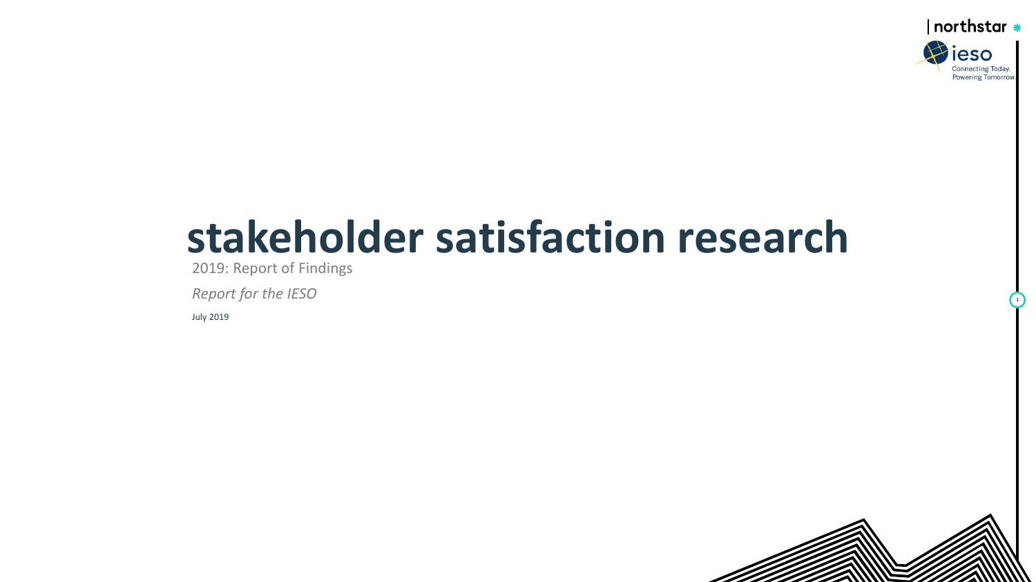# stakeholder satisfaction research

2019: Report of Findings

*Report for the IESO*

July 2019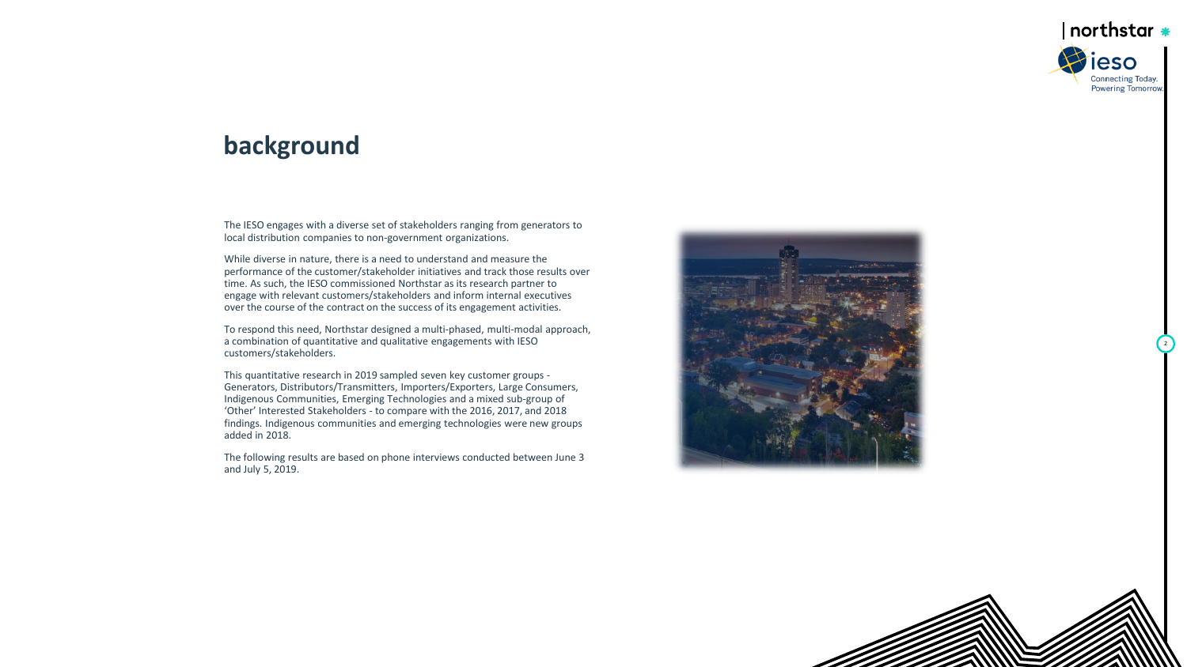## background

The IESO engages with a diverse set of stakeholders ranging from generators to local distribution companies to non-government organizations.

While diverse in nature, there is a need to understand and measure the performance of the customer/stakeholder initiatives and track those results over time. As such, the IESO commissioned Northstar as its research partner to engage with relevant customers/stakeholders and inform internal executives over the course of the contract on the success of its engagement activities.

To respond this need, Northstar designed a multi-phased, multi-modal approach, a combination of quantitative and qualitative engagements with IESO customers/stakeholders.

This quantitative research in 2019 sampled seven key customer groups - Generators, Distributors/Transmitters, Importers/Exporters, Large Consumers, Indigenous Communities, Emerging Technologies and a mixed sub-group of 'Other' Interested Stakeholders - to compare with the 2016, 2017, and 2018 findings. Indigenous communities and emerging technologies were new groups added in 2018.

The following results are based on phone interviews conducted between June 3 and July 5, 2019.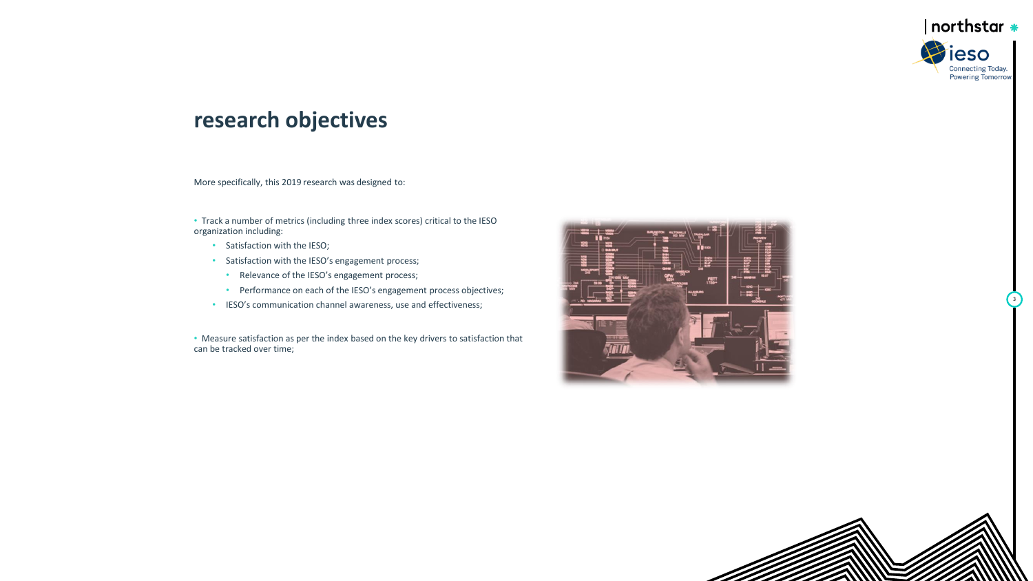## research objectives

More specifically, this 2019 research was designed to:

- Track a number of metrics (including three index scores) critical to the IESO organization including:
  - Satisfaction with the IESO;
  - Satisfaction with the IESO's engagement process;
    - Relevance of the IESO's engagement process;
    - Performance on each of the IESO's engagement process objectives;
  - IESO's communication channel awareness, use and effectiveness;

- Measure satisfaction as per the index based on the key drivers to satisfaction that can be tracked over time;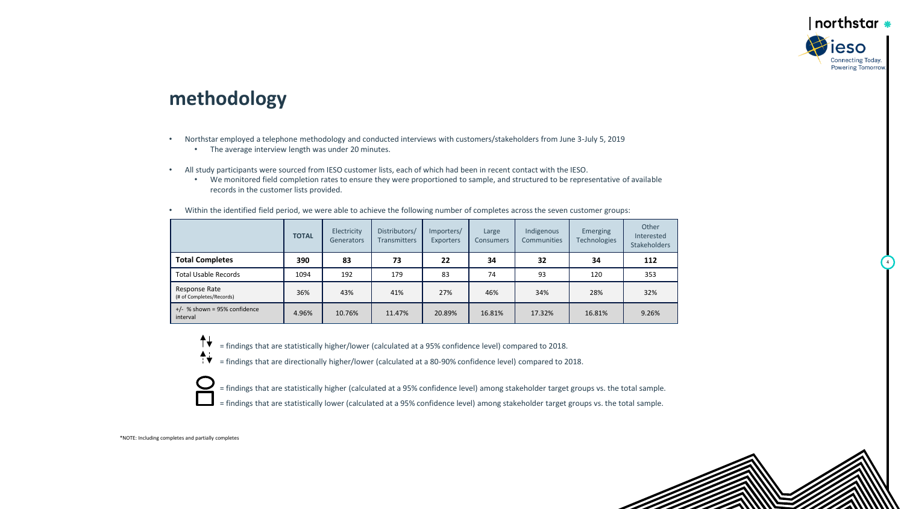# methodology

- Northstar employed a telephone methodology and conducted interviews with customers/stakeholders from June 3-July 5, 2019
  - The average interview length was under 20 minutes.
- All study participants were sourced from IESO customer lists, each of which had been in recent contact with the IESO.
  - We monitored field completion rates to ensure they were proportioned to sample, and structured to be representative of available records in the customer lists provided.
- Within the identified field period, we were able to achieve the following number of completes across the seven customer groups:

| | TOTAL | Electricity Generators | Distributors/ Transmitters | Importers/ Exporters | Large Consumers | Indigenous Communities | Emerging Technologies | Other Interested Stakeholders |
|---|---|---|---|---|---|---|---|---|
| **Total Completes** | **390** | **83** | **73** | **22** | **34** | **32** | **34** | **112** |
| Total Usable Records | 1094 | 192 | 179 | 83 | 74 | 93 | 120 | 353 |
| Response Rate (# of Completes/Records) | 36% | 43% | 41% | 27% | 46% | 34% | 28% | 32% |
| +/- % shown = 95% confidence interval | 4.96% | 10.76% | 11.47% | 20.89% | 16.81% | 17.32% | 16.81% | 9.26% |

▲▼ = findings that are statistically higher/lower (calculated at a 95% confidence level) compared to 2018.

▲▼ = findings that are directionally higher/lower (calculated at a 80-90% confidence level) compared to 2018.

○ = findings that are statistically higher (calculated at a 95% confidence level) among stakeholder target groups vs. the total sample.

□ = findings that are statistically lower (calculated at a 95% confidence level) among stakeholder target groups vs. the total sample.

*NOTE: Including completes and partially completes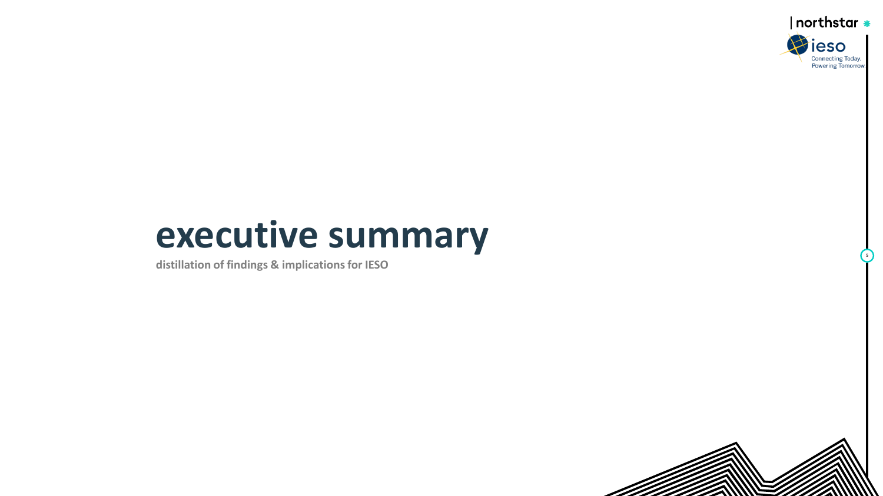# executive summary

**distillation of findings & implications for IESO**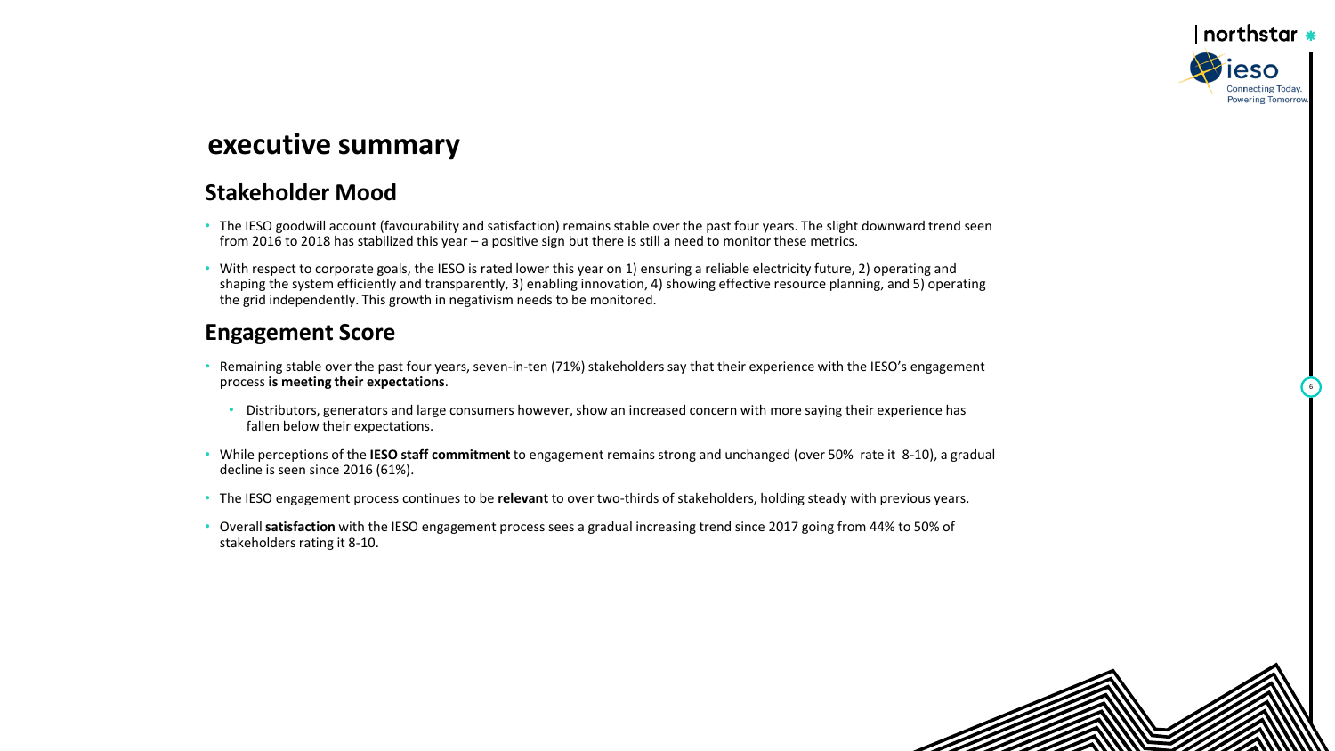# executive summary

## Stakeholder Mood

- The IESO goodwill account (favourability and satisfaction) remains stable over the past four years. The slight downward trend seen from 2016 to 2018 has stabilized this year – a positive sign but there is still a need to monitor these metrics.
- With respect to corporate goals, the IESO is rated lower this year on 1) ensuring a reliable electricity future, 2) operating and shaping the system efficiently and transparently, 3) enabling innovation, 4) showing effective resource planning, and 5) operating the grid independently. This growth in negativism needs to be monitored.

## Engagement Score

- Remaining stable over the past four years, seven-in-ten (71%) stakeholders say that their experience with the IESO's engagement process **is meeting their expectations**.
  - Distributors, generators and large consumers however, show an increased concern with more saying their experience has fallen below their expectations.
- While perceptions of the **IESO staff commitment** to engagement remains strong and unchanged (over 50% rate it 8-10), a gradual decline is seen since 2016 (61%).
- The IESO engagement process continues to be **relevant** to over two-thirds of stakeholders, holding steady with previous years.
- Overall **satisfaction** with the IESO engagement process sees a gradual increasing trend since 2017 going from 44% to 50% of stakeholders rating it 8-10.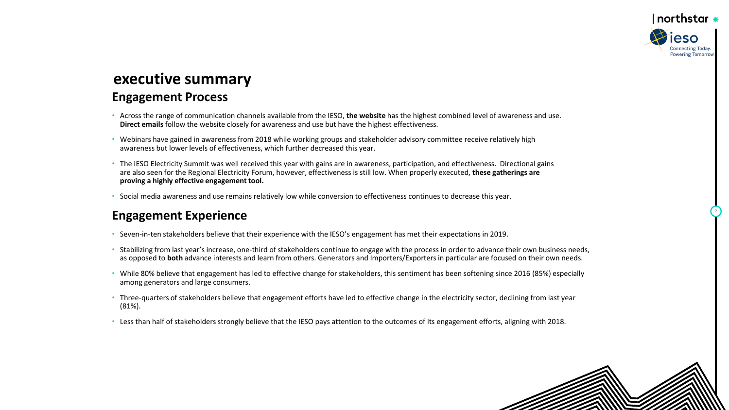# executive summary

## Engagement Process

- Across the range of communication channels available from the IESO, **the website** has the highest combined level of awareness and use. **Direct emails** follow the website closely for awareness and use but have the highest effectiveness.
- Webinars have gained in awareness from 2018 while working groups and stakeholder advisory committee receive relatively high awareness but lower levels of effectiveness, which further decreased this year.
- The IESO Electricity Summit was well received this year with gains are in awareness, participation, and effectiveness. Directional gains are also seen for the Regional Electricity Forum, however, effectiveness is still low. When properly executed, **these gatherings are proving a highly effective engagement tool.**
- Social media awareness and use remains relatively low while conversion to effectiveness continues to decrease this year.

## Engagement Experience

- Seven-in-ten stakeholders believe that their experience with the IESO's engagement has met their expectations in 2019.
- Stabilizing from last year's increase, one-third of stakeholders continue to engage with the process in order to advance their own business needs, as opposed to **both** advance interests and learn from others. Generators and Importers/Exporters in particular are focused on their own needs.
- While 80% believe that engagement has led to effective change for stakeholders, this sentiment has been softening since 2016 (85%) especially among generators and large consumers.
- Three-quarters of stakeholders believe that engagement efforts have led to effective change in the electricity sector, declining from last year (81%).
- Less than half of stakeholders strongly believe that the IESO pays attention to the outcomes of its engagement efforts, aligning with 2018.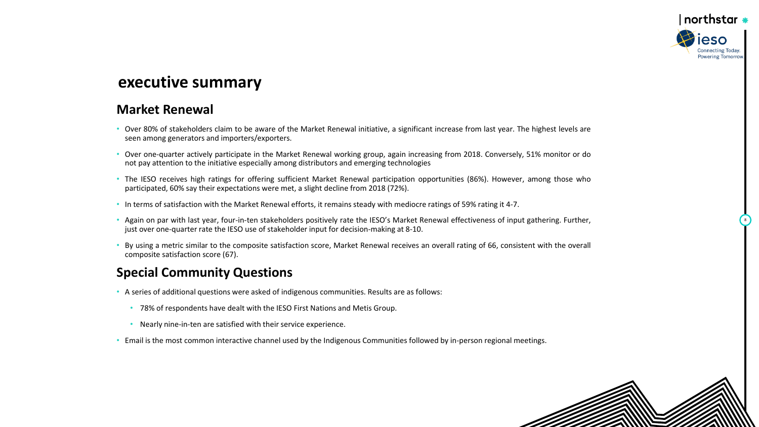# executive summary

## Market Renewal

- Over 80% of stakeholders claim to be aware of the Market Renewal initiative, a significant increase from last year. The highest levels are seen among generators and importers/exporters.
- Over one-quarter actively participate in the Market Renewal working group, again increasing from 2018. Conversely, 51% monitor or do not pay attention to the initiative especially among distributors and emerging technologies
- The IESO receives high ratings for offering sufficient Market Renewal participation opportunities (86%). However, among those who participated, 60% say their expectations were met, a slight decline from 2018 (72%).
- In terms of satisfaction with the Market Renewal efforts, it remains steady with mediocre ratings of 59% rating it 4-7.
- Again on par with last year, four-in-ten stakeholders positively rate the IESO's Market Renewal effectiveness of input gathering. Further, just over one-quarter rate the IESO use of stakeholder input for decision-making at 8-10.
- By using a metric similar to the composite satisfaction score, Market Renewal receives an overall rating of 66, consistent with the overall composite satisfaction score (67).

## Special Community Questions

- A series of additional questions were asked of indigenous communities. Results are as follows:
  - 78% of respondents have dealt with the IESO First Nations and Metis Group.
  - Nearly nine-in-ten are satisfied with their service experience.
- Email is the most common interactive channel used by the Indigenous Communities followed by in-person regional meetings.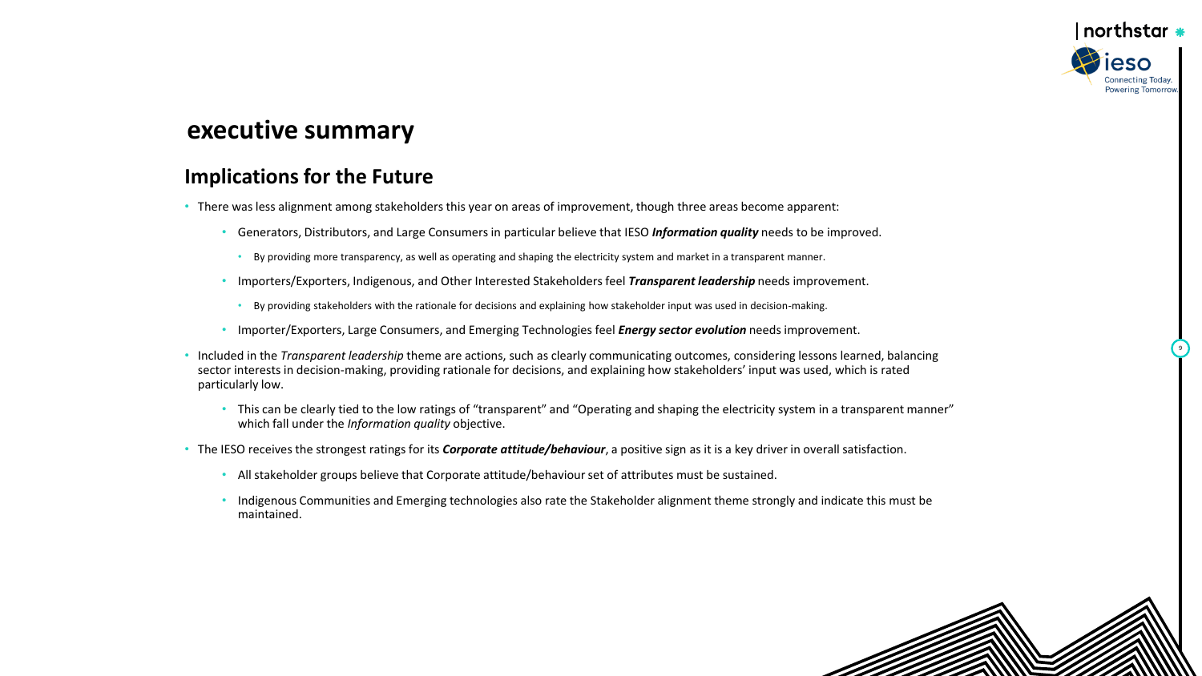# executive summary

## Implications for the Future

- There was less alignment among stakeholders this year on areas of improvement, though three areas become apparent:
  - Generators, Distributors, and Large Consumers in particular believe that IESO ***Information quality*** needs to be improved.
    - By providing more transparency, as well as operating and shaping the electricity system and market in a transparent manner.
  - Importers/Exporters, Indigenous, and Other Interested Stakeholders feel ***Transparent leadership*** needs improvement.
    - By providing stakeholders with the rationale for decisions and explaining how stakeholder input was used in decision-making.
  - Importer/Exporters, Large Consumers, and Emerging Technologies feel ***Energy sector evolution*** needs improvement.
- Included in the *Transparent leadership* theme are actions, such as clearly communicating outcomes, considering lessons learned, balancing sector interests in decision-making, providing rationale for decisions, and explaining how stakeholders' input was used, which is rated particularly low.
  - This can be clearly tied to the low ratings of "transparent" and "Operating and shaping the electricity system in a transparent manner" which fall under the *Information quality* objective.
- The IESO receives the strongest ratings for its ***Corporate attitude/behaviour***, a positive sign as it is a key driver in overall satisfaction.
  - All stakeholder groups believe that Corporate attitude/behaviour set of attributes must be sustained.
  - Indigenous Communities and Emerging technologies also rate the Stakeholder alignment theme strongly and indicate this must be maintained.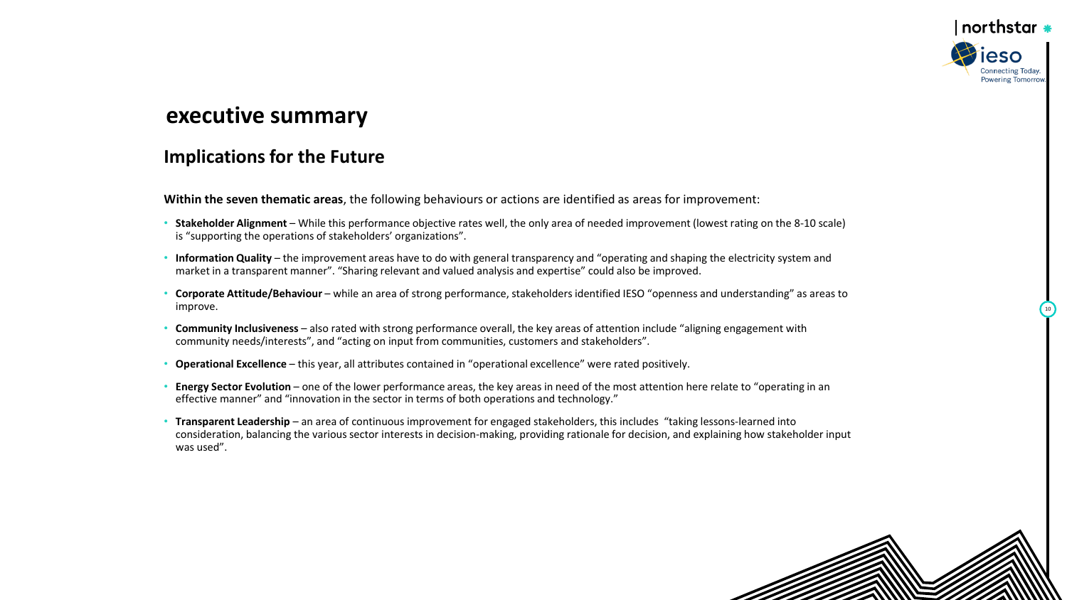# executive summary

## Implications for the Future

**Within the seven thematic areas**, the following behaviours or actions are identified as areas for improvement:

- **Stakeholder Alignment** – While this performance objective rates well, the only area of needed improvement (lowest rating on the 8-10 scale) is "supporting the operations of stakeholders' organizations".
- **Information Quality** – the improvement areas have to do with general transparency and "operating and shaping the electricity system and market in a transparent manner". "Sharing relevant and valued analysis and expertise" could also be improved.
- **Corporate Attitude/Behaviour** – while an area of strong performance, stakeholders identified IESO "openness and understanding" as areas to improve.
- **Community Inclusiveness** – also rated with strong performance overall, the key areas of attention include "aligning engagement with community needs/interests", and "acting on input from communities, customers and stakeholders".
- **Operational Excellence** – this year, all attributes contained in "operational excellence" were rated positively.
- **Energy Sector Evolution** – one of the lower performance areas, the key areas in need of the most attention here relate to "operating in an effective manner" and "innovation in the sector in terms of both operations and technology."
- **Transparent Leadership** – an area of continuous improvement for engaged stakeholders, this includes "taking lessons-learned into consideration, balancing the various sector interests in decision-making, providing rationale for decision, and explaining how stakeholder input was used".